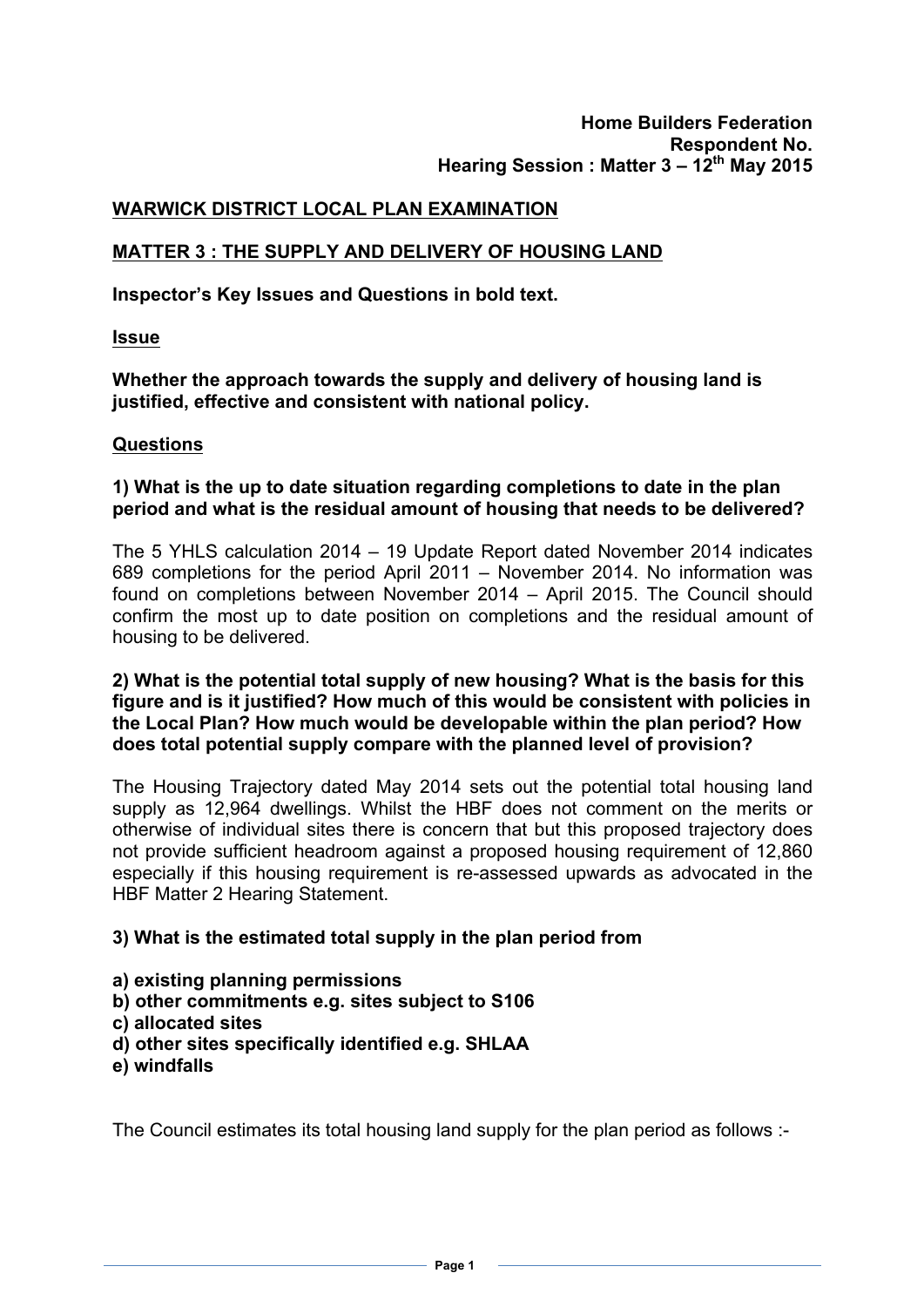**Home Builders Federation**
**Respondent No.**
**Hearing Session : Matter 3 – 12th May 2015**

## WARWICK DISTRICT LOCAL PLAN EXAMINATION

## MATTER 3 : THE SUPPLY AND DELIVERY OF HOUSING LAND

**Inspector's Key Issues and Questions in bold text.**

### Issue

**Whether the approach towards the supply and delivery of housing land is justified, effective and consistent with national policy.**

### Questions

**1) What is the up to date situation regarding completions to date in the plan period and what is the residual amount of housing that needs to be delivered?**

The 5 YHLS calculation 2014 – 19 Update Report dated November 2014 indicates 689 completions for the period April 2011 – November 2014. No information was found on completions between November 2014 – April 2015. The Council should confirm the most up to date position on completions and the residual amount of housing to be delivered.

**2) What is the potential total supply of new housing? What is the basis for this figure and is it justified? How much of this would be consistent with policies in the Local Plan? How much would be developable within the plan period? How does total potential supply compare with the planned level of provision?**

The Housing Trajectory dated May 2014 sets out the potential total housing land supply as 12,964 dwellings. Whilst the HBF does not comment on the merits or otherwise of individual sites there is concern that but this proposed trajectory does not provide sufficient headroom against a proposed housing requirement of 12,860 especially if this housing requirement is re-assessed upwards as advocated in the HBF Matter 2 Hearing Statement.

**3) What is the estimated total supply in the plan period from**

**a) existing planning permissions**
**b) other commitments e.g. sites subject to S106**
**c) allocated sites**
**d) other sites specifically identified e.g. SHLAA**
**e) windfalls**

The Council estimates its total housing land supply for the plan period as follows :-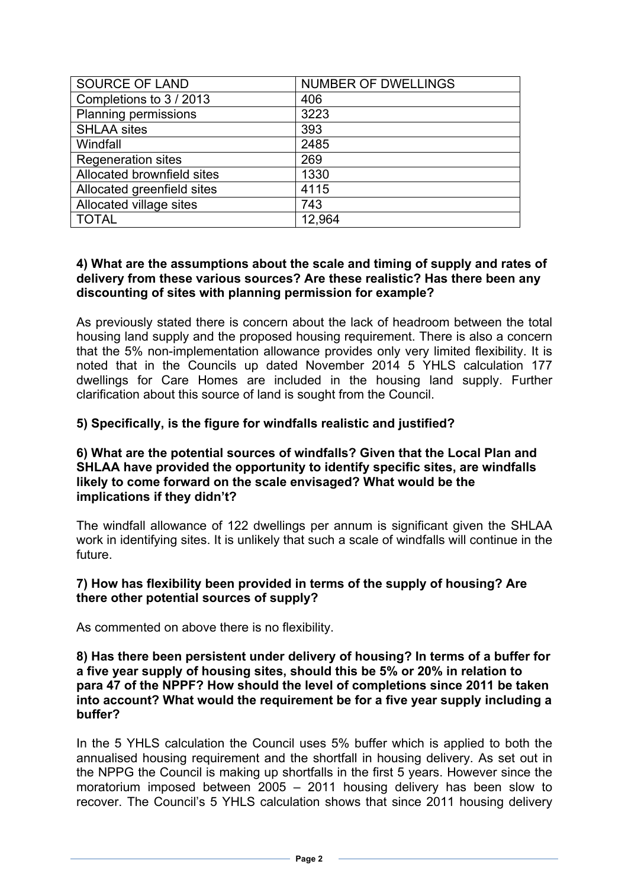| SOURCE OF LAND | NUMBER OF DWELLINGS |
|---|---|
| Completions to 3 / 2013 | 406 |
| Planning permissions | 3223 |
| SHLAA sites | 393 |
| Windfall | 2485 |
| Regeneration sites | 269 |
| Allocated brownfield sites | 1330 |
| Allocated greenfield sites | 4115 |
| Allocated village sites | 743 |
| TOTAL | 12,964 |

**4) What are the assumptions about the scale and timing of supply and rates of delivery from these various sources? Are these realistic? Has there been any discounting of sites with planning permission for example?**

As previously stated there is concern about the lack of headroom between the total housing land supply and the proposed housing requirement. There is also a concern that the 5% non-implementation allowance provides only very limited flexibility. It is noted that in the Councils up dated November 2014 5 YHLS calculation 177 dwellings for Care Homes are included in the housing land supply. Further clarification about this source of land is sought from the Council.

**5) Specifically, is the figure for windfalls realistic and justified?**

**6) What are the potential sources of windfalls? Given that the Local Plan and SHLAA have provided the opportunity to identify specific sites, are windfalls likely to come forward on the scale envisaged? What would be the implications if they didn't?**

The windfall allowance of 122 dwellings per annum is significant given the SHLAA work in identifying sites. It is unlikely that such a scale of windfalls will continue in the future.

**7) How has flexibility been provided in terms of the supply of housing? Are there other potential sources of supply?**

As commented on above there is no flexibility.

**8) Has there been persistent under delivery of housing? In terms of a buffer for a five year supply of housing sites, should this be 5% or 20% in relation to para 47 of the NPPF? How should the level of completions since 2011 be taken into account? What would the requirement be for a five year supply including a buffer?**

In the 5 YHLS calculation the Council uses 5% buffer which is applied to both the annualised housing requirement and the shortfall in housing delivery. As set out in the NPPG the Council is making up shortfalls in the first 5 years. However since the moratorium imposed between 2005 – 2011 housing delivery has been slow to recover. The Council's 5 YHLS calculation shows that since 2011 housing delivery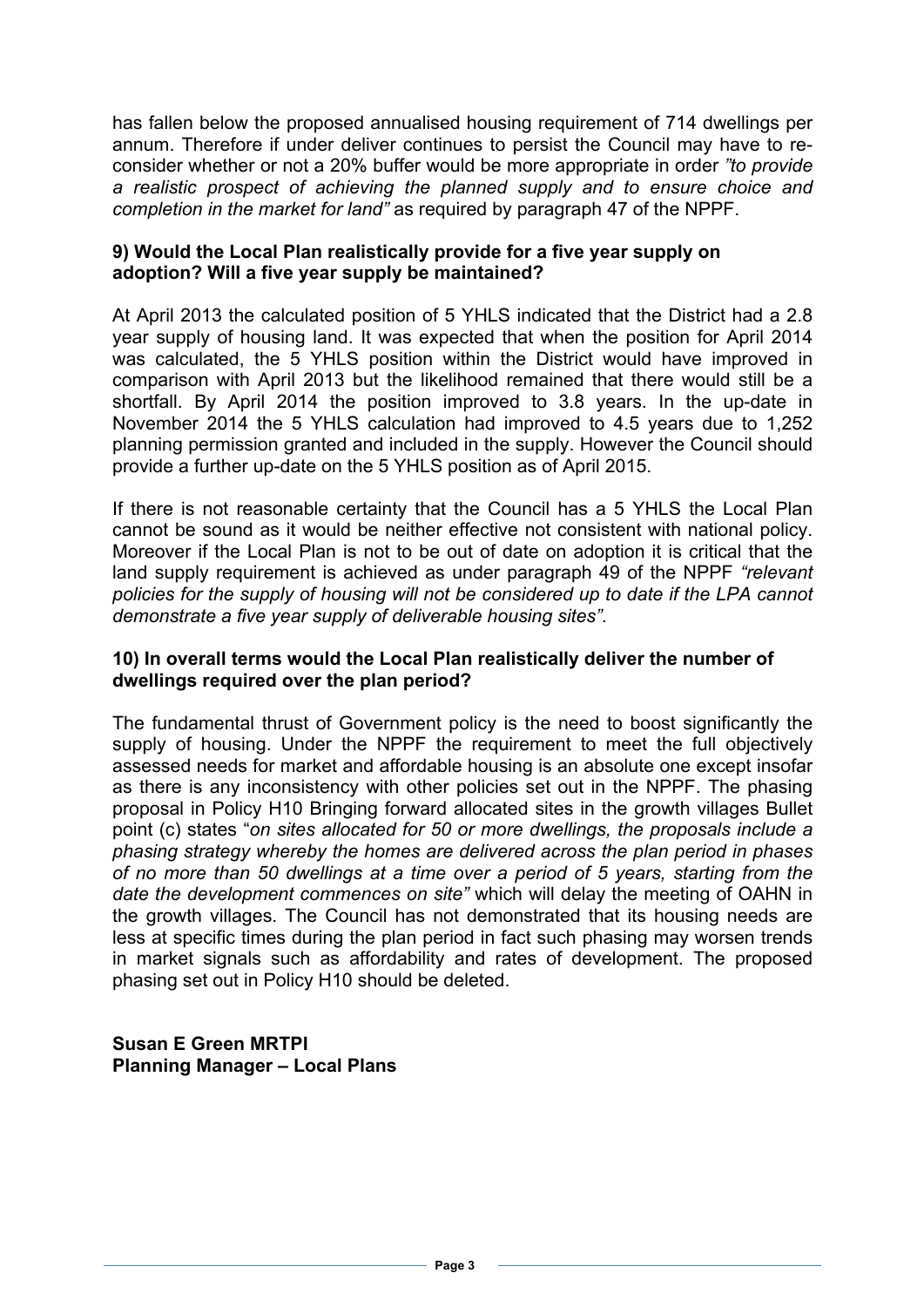has fallen below the proposed annualised housing requirement of 714 dwellings per annum. Therefore if under deliver continues to persist the Council may have to re-consider whether or not a 20% buffer would be more appropriate in order *"to provide a realistic prospect of achieving the planned supply and to ensure choice and completion in the market for land"* as required by paragraph 47 of the NPPF.

**9) Would the Local Plan realistically provide for a five year supply on adoption? Will a five year supply be maintained?**

At April 2013 the calculated position of 5 YHLS indicated that the District had a 2.8 year supply of housing land. It was expected that when the position for April 2014 was calculated, the 5 YHLS position within the District would have improved in comparison with April 2013 but the likelihood remained that there would still be a shortfall. By April 2014 the position improved to 3.8 years. In the up-date in November 2014 the 5 YHLS calculation had improved to 4.5 years due to 1,252 planning permission granted and included in the supply. However the Council should provide a further up-date on the 5 YHLS position as of April 2015.

If there is not reasonable certainty that the Council has a 5 YHLS the Local Plan cannot be sound as it would be neither effective not consistent with national policy. Moreover if the Local Plan is not to be out of date on adoption it is critical that the land supply requirement is achieved as under paragraph 49 of the NPPF *"relevant policies for the supply of housing will not be considered up to date if the LPA cannot demonstrate a five year supply of deliverable housing sites".*

**10) In overall terms would the Local Plan realistically deliver the number of dwellings required over the plan period?**

The fundamental thrust of Government policy is the need to boost significantly the supply of housing. Under the NPPF the requirement to meet the full objectively assessed needs for market and affordable housing is an absolute one except insofar as there is any inconsistency with other policies set out in the NPPF. The phasing proposal in Policy H10 Bringing forward allocated sites in the growth villages Bullet point (c) states "*on sites allocated for 50 or more dwellings, the proposals include a phasing strategy whereby the homes are delivered across the plan period in phases of no more than 50 dwellings at a time over a period of 5 years, starting from the date the development commences on site"* which will delay the meeting of OAHN in the growth villages. The Council has not demonstrated that its housing needs are less at specific times during the plan period in fact such phasing may worsen trends in market signals such as affordability and rates of development. The proposed phasing set out in Policy H10 should be deleted.

**Susan E Green MRTPI**
**Planning Manager – Local Plans**